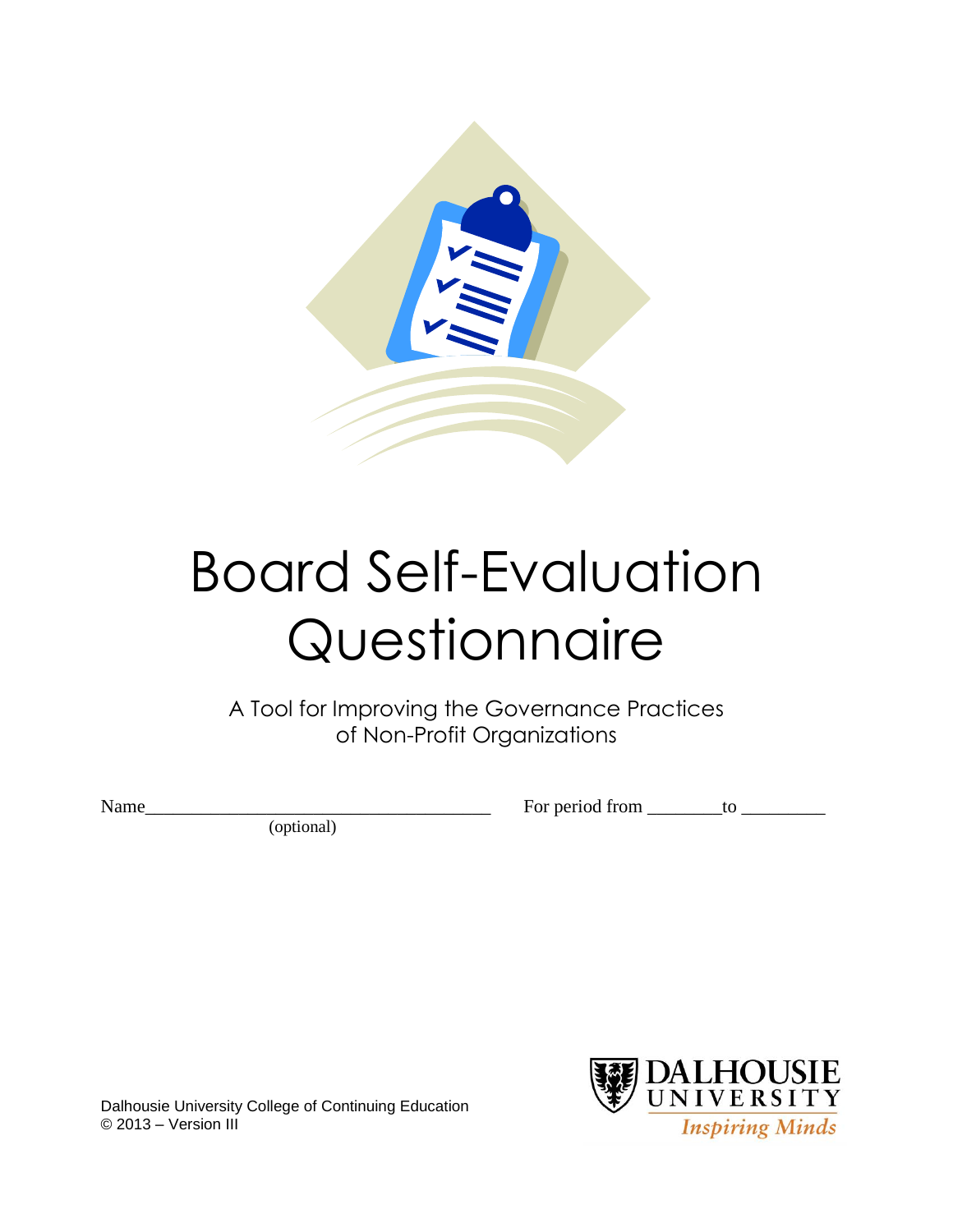# Board Self-Evaluation Questionnaire

A Tool for Improving the Governance Practices of Non-Profit Organizations

Name_____________________________________ For period from ________to _________
(optional)

Dalhousie University College of Continuing Education
© 2013 – Version III

DALHOUSIE UNIVERSITY
*Inspiring Minds*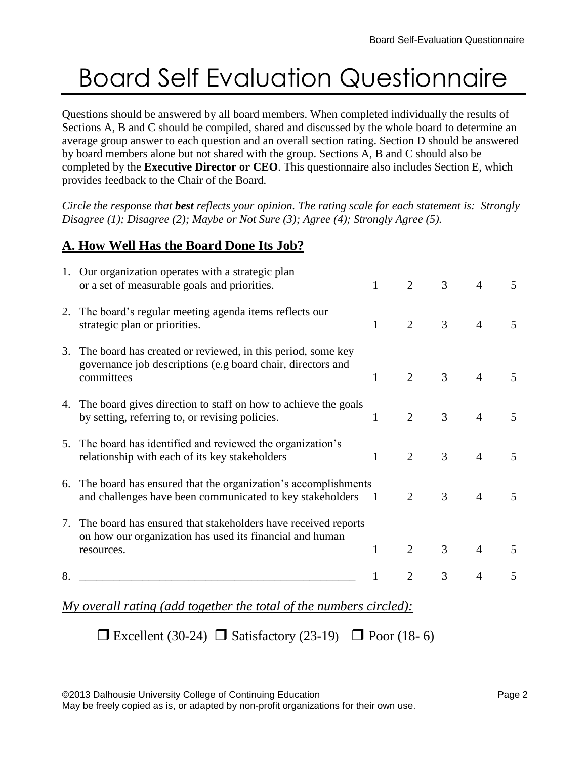# Board Self Evaluation Questionnaire

Questions should be answered by all board members. When completed individually the results of Sections A, B and C should be compiled, shared and discussed by the whole board to determine an average group answer to each question and an overall section rating. Section D should be answered by board members alone but not shared with the group. Sections A, B and C should also be completed by the **Executive Director or CEO**. This questionnaire also includes Section E, which provides feedback to the Chair of the Board.

*Circle the response that **best** reflects your opinion. The rating scale for each statement is: Strongly Disagree (1); Disagree (2); Maybe or Not Sure (3); Agree (4); Strongly Agree (5).*

## A. How Well Has the Board Done Its Job?

| | Statement | | | | | |
|---|---|---|---|---|---|---|
| 1. | Our organization operates with a strategic plan or a set of measurable goals and priorities. | 1 | 2 | 3 | 4 | 5 |
| 2. | The board's regular meeting agenda items reflects our strategic plan or priorities. | 1 | 2 | 3 | 4 | 5 |
| 3. | The board has created or reviewed, in this period, some key governance job descriptions (e.g board chair, directors and committees | 1 | 2 | 3 | 4 | 5 |
| 4. | The board gives direction to staff on how to achieve the goals by setting, referring to, or revising policies. | 1 | 2 | 3 | 4 | 5 |
| 5. | The board has identified and reviewed the organization's relationship with each of its key stakeholders | 1 | 2 | 3 | 4 | 5 |
| 6. | The board has ensured that the organization's accomplishments and challenges have been communicated to key stakeholders | 1 | 2 | 3 | 4 | 5 |
| 7. | The board has ensured that stakeholders have received reports on how our organization has used its financial and human resources. | 1 | 2 | 3 | 4 | 5 |
| 8. | ______________________________________________ | 1 | 2 | 3 | 4 | 5 |

*My overall rating (add together the total of the numbers circled):*

❒ Excellent (30-24) ❒ Satisfactory (23-19) ❒ Poor (18- 6)

©2013 Dalhousie University College of Continuing Education
May be freely copied as is, or adapted by non-profit organizations for their own use.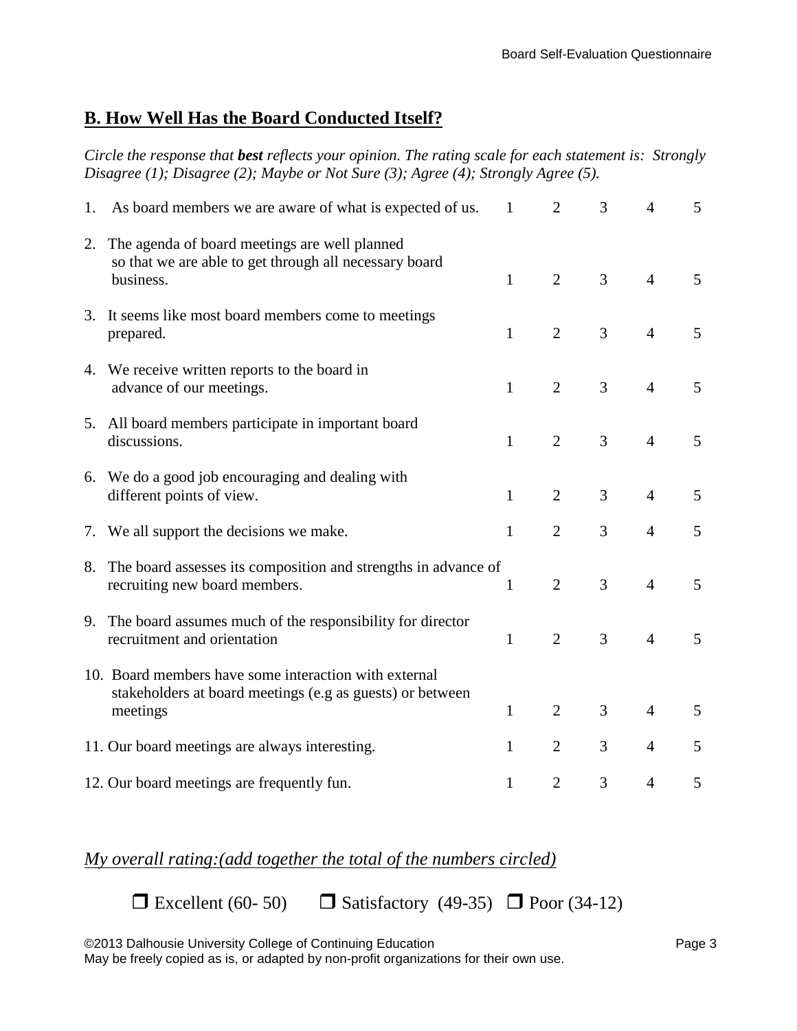## B. How Well Has the Board Conducted Itself?

*Circle the response that* ***best*** *reflects your opinion. The rating scale for each statement is: Strongly Disagree (1); Disagree (2); Maybe or Not Sure (3); Agree (4); Strongly Agree (5).*

| | | | | | |
|---|---|---|---|---|---|
| 1. As board members we are aware of what is expected of us. | 1 | 2 | 3 | 4 | 5 |
| 2. The agenda of board meetings are well planned so that we are able to get through all necessary board business. | 1 | 2 | 3 | 4 | 5 |
| 3. It seems like most board members come to meetings prepared. | 1 | 2 | 3 | 4 | 5 |
| 4. We receive written reports to the board in advance of our meetings. | 1 | 2 | 3 | 4 | 5 |
| 5. All board members participate in important board discussions. | 1 | 2 | 3 | 4 | 5 |
| 6. We do a good job encouraging and dealing with different points of view. | 1 | 2 | 3 | 4 | 5 |
| 7. We all support the decisions we make. | 1 | 2 | 3 | 4 | 5 |
| 8. The board assesses its composition and strengths in advance of recruiting new board members. | 1 | 2 | 3 | 4 | 5 |
| 9. The board assumes much of the responsibility for director recruitment and orientation | 1 | 2 | 3 | 4 | 5 |
| 10. Board members have some interaction with external stakeholders at board meetings (e.g as guests) or between meetings | 1 | 2 | 3 | 4 | 5 |
| 11. Our board meetings are always interesting. | 1 | 2 | 3 | 4 | 5 |
| 12. Our board meetings are frequently fun. | 1 | 2 | 3 | 4 | 5 |

*My overall rating:(add together the total of the numbers circled)*

❒ Excellent (60- 50) ❒ Satisfactory (49-35) ❒ Poor (34-12)

©2013 Dalhousie University College of Continuing Education
May be freely copied as is, or adapted by non-profit organizations for their own use.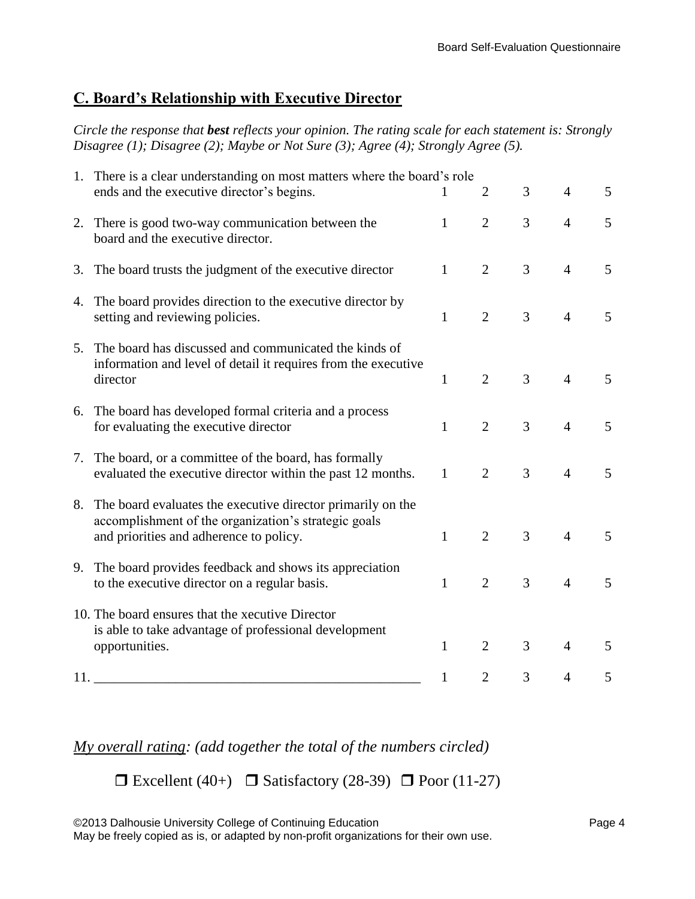## C. Board's Relationship with Executive Director

*Circle the response that **best** reflects your opinion. The rating scale for each statement is: Strongly Disagree (1); Disagree (2); Maybe or Not Sure (3); Agree (4); Strongly Agree (5).*

| | | | | | |
|---|---|---|---|---|---|
| 1. There is a clear understanding on most matters where the board's role ends and the executive director's begins. | 1 | 2 | 3 | 4 | 5 |
| 2. There is good two-way communication between the board and the executive director. | 1 | 2 | 3 | 4 | 5 |
| 3. The board trusts the judgment of the executive director | 1 | 2 | 3 | 4 | 5 |
| 4. The board provides direction to the executive director by setting and reviewing policies. | 1 | 2 | 3 | 4 | 5 |
| 5. The board has discussed and communicated the kinds of information and level of detail it requires from the executive director | 1 | 2 | 3 | 4 | 5 |
| 6. The board has developed formal criteria and a process for evaluating the executive director | 1 | 2 | 3 | 4 | 5 |
| 7. The board, or a committee of the board, has formally evaluated the executive director within the past 12 months. | 1 | 2 | 3 | 4 | 5 |
| 8. The board evaluates the executive director primarily on the accomplishment of the organization's strategic goals and priorities and adherence to policy. | 1 | 2 | 3 | 4 | 5 |
| 9. The board provides feedback and shows its appreciation to the executive director on a regular basis. | 1 | 2 | 3 | 4 | 5 |
| 10. The board ensures that the xecutive Director is able to take advantage of professional development opportunities. | 1 | 2 | 3 | 4 | 5 |
| 11. _______________________________________________ | 1 | 2 | 3 | 4 | 5 |

*My overall rating: (add together the total of the numbers circled)*

❒ Excellent (40+) ❒ Satisfactory (28-39) ❒ Poor (11-27)

©2013 Dalhousie University College of Continuing Education
May be freely copied as is, or adapted by non-profit organizations for their own use.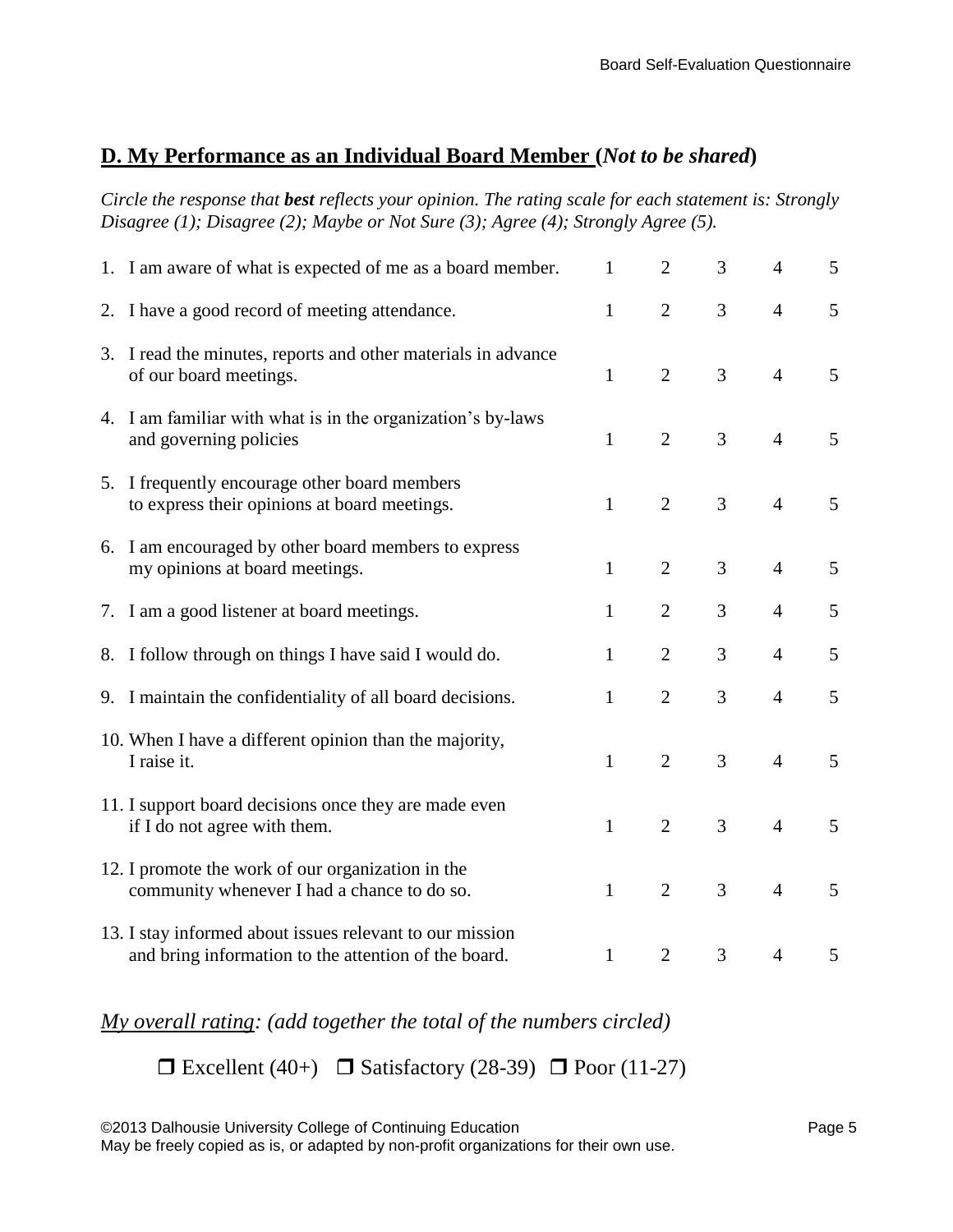## D. My Performance as an Individual Board Member (*Not to be shared*)

*Circle the response that* ***best*** *reflects your opinion. The rating scale for each statement is: Strongly Disagree (1); Disagree (2); Maybe or Not Sure (3); Agree (4); Strongly Agree (5).*

| | | | | | |
|---|---|---|---|---|---|
| 1. I am aware of what is expected of me as a board member. | 1 | 2 | 3 | 4 | 5 |
| 2. I have a good record of meeting attendance. | 1 | 2 | 3 | 4 | 5 |
| 3. I read the minutes, reports and other materials in advance of our board meetings. | 1 | 2 | 3 | 4 | 5 |
| 4. I am familiar with what is in the organization's by-laws and governing policies | 1 | 2 | 3 | 4 | 5 |
| 5. I frequently encourage other board members to express their opinions at board meetings. | 1 | 2 | 3 | 4 | 5 |
| 6. I am encouraged by other board members to express my opinions at board meetings. | 1 | 2 | 3 | 4 | 5 |
| 7. I am a good listener at board meetings. | 1 | 2 | 3 | 4 | 5 |
| 8. I follow through on things I have said I would do. | 1 | 2 | 3 | 4 | 5 |
| 9. I maintain the confidentiality of all board decisions. | 1 | 2 | 3 | 4 | 5 |
| 10. When I have a different opinion than the majority, I raise it. | 1 | 2 | 3 | 4 | 5 |
| 11. I support board decisions once they are made even if I do not agree with them. | 1 | 2 | 3 | 4 | 5 |
| 12. I promote the work of our organization in the community whenever I had a chance to do so. | 1 | 2 | 3 | 4 | 5 |
| 13. I stay informed about issues relevant to our mission and bring information to the attention of the board. | 1 | 2 | 3 | 4 | 5 |

*My overall rating: (add together the total of the numbers circled)*

❒ Excellent (40+) ❒ Satisfactory (28-39) ❒ Poor (11-27)

©2013 Dalhousie University College of Continuing Education
May be freely copied as is, or adapted by non-profit organizations for their own use.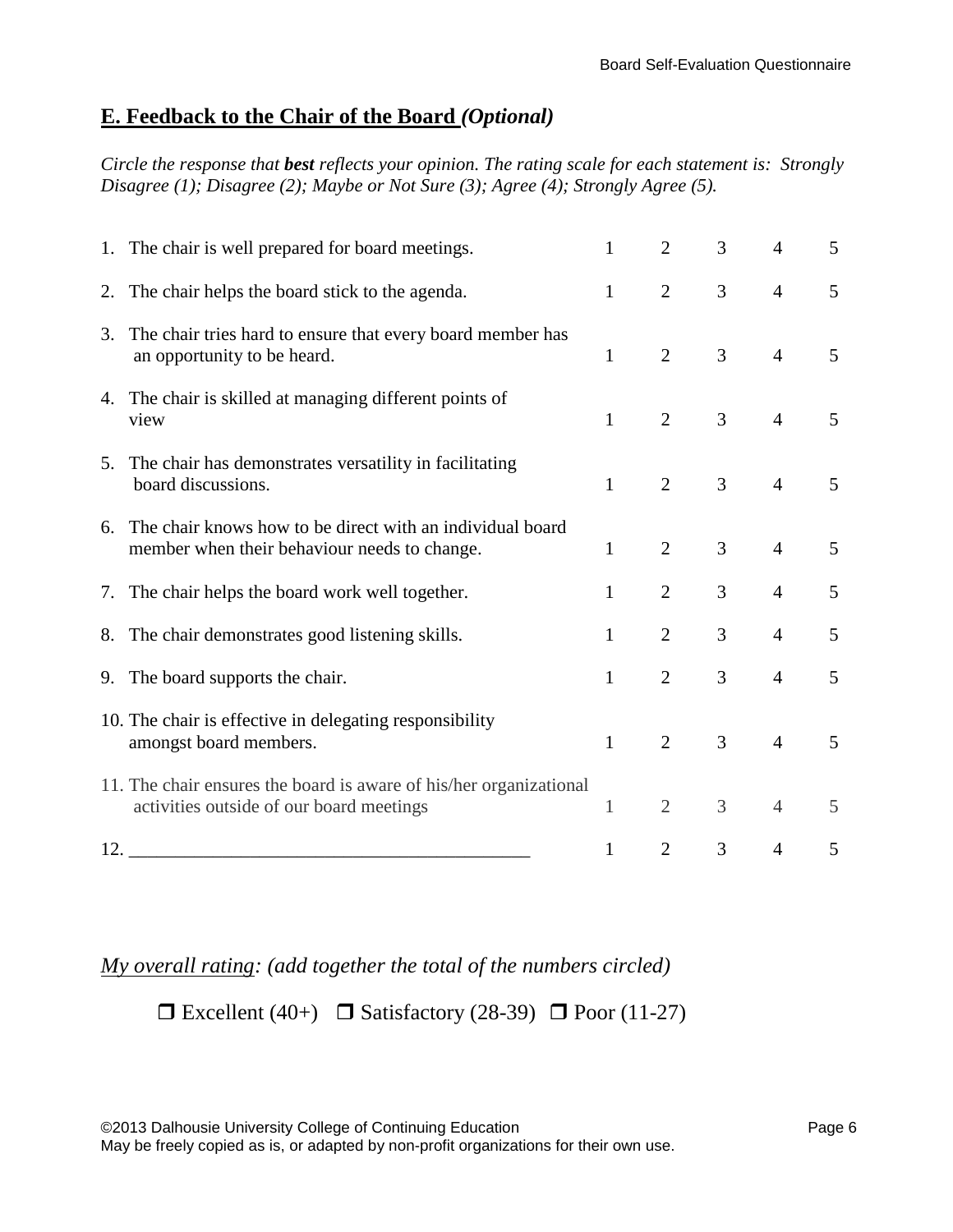## E. Feedback to the Chair of the Board *(Optional)*

*Circle the response that **best** reflects your opinion. The rating scale for each statement is: Strongly Disagree (1); Disagree (2); Maybe or Not Sure (3); Agree (4); Strongly Agree (5).*

| | | | | | |
|---|---|---|---|---|---|
| 1. The chair is well prepared for board meetings. | 1 | 2 | 3 | 4 | 5 |
| 2. The chair helps the board stick to the agenda. | 1 | 2 | 3 | 4 | 5 |
| 3. The chair tries hard to ensure that every board member has an opportunity to be heard. | 1 | 2 | 3 | 4 | 5 |
| 4. The chair is skilled at managing different points of view | 1 | 2 | 3 | 4 | 5 |
| 5. The chair has demonstrates versatility in facilitating board discussions. | 1 | 2 | 3 | 4 | 5 |
| 6. The chair knows how to be direct with an individual board member when their behaviour needs to change. | 1 | 2 | 3 | 4 | 5 |
| 7. The chair helps the board work well together. | 1 | 2 | 3 | 4 | 5 |
| 8. The chair demonstrates good listening skills. | 1 | 2 | 3 | 4 | 5 |
| 9. The board supports the chair. | 1 | 2 | 3 | 4 | 5 |
| 10. The chair is effective in delegating responsibility amongst board members. | 1 | 2 | 3 | 4 | 5 |
| 11. The chair ensures the board is aware of his/her organizational activities outside of our board meetings | 1 | 2 | 3 | 4 | 5 |
| 12. ________________________________________ | 1 | 2 | 3 | 4 | 5 |

*<u>My overall rating</u>: (add together the total of the numbers circled)*

❒ Excellent (40+) ❒ Satisfactory (28-39) ❒ Poor (11-27)

©2013 Dalhousie University College of Continuing Education
May be freely copied as is, or adapted by non-profit organizations for their own use.